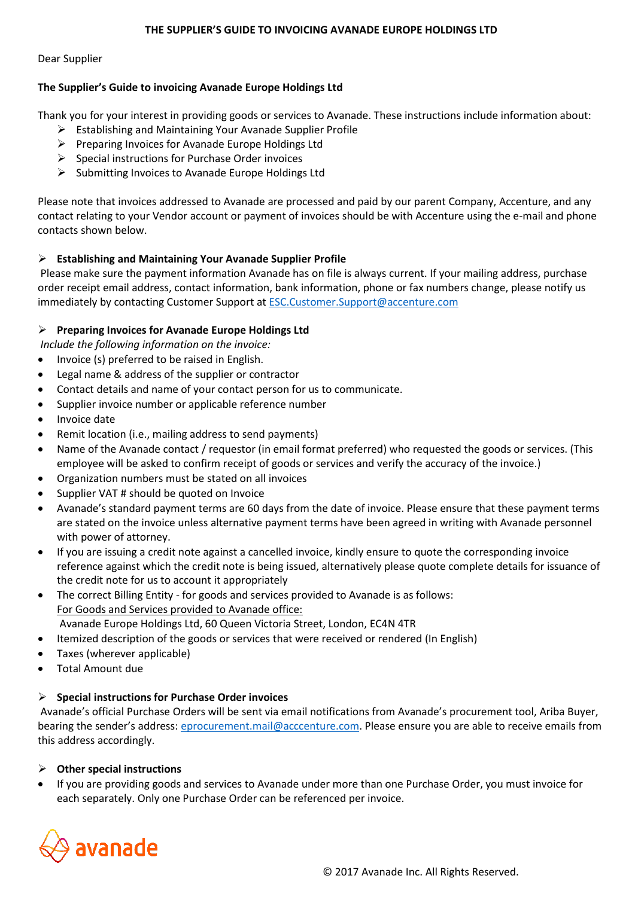# THE SUPPLIER'S GUIDE TO INVOICING AVANADE EUROPE HOLDINGS LTD

Dear Supplier

**The Supplier's Guide to invoicing Avanade Europe Holdings Ltd**

Thank you for your interest in providing goods or services to Avanade. These instructions include information about:

- Establishing and Maintaining Your Avanade Supplier Profile
- Preparing Invoices for Avanade Europe Holdings Ltd
- Special instructions for Purchase Order invoices
- Submitting Invoices to Avanade Europe Holdings Ltd

Please note that invoices addressed to Avanade are processed and paid by our parent Company, Accenture, and any contact relating to your Vendor account or payment of invoices should be with Accenture using the e-mail and phone contacts shown below.

## Establishing and Maintaining Your Avanade Supplier Profile

Please make sure the payment information Avanade has on file is always current. If your mailing address, purchase order receipt email address, contact information, bank information, phone or fax numbers change, please notify us immediately by contacting Customer Support at ESC.Customer.Support@accenture.com

## Preparing Invoices for Avanade Europe Holdings Ltd

*Include the following information on the invoice:*

- Invoice (s) preferred to be raised in English.
- Legal name & address of the supplier or contractor
- Contact details and name of your contact person for us to communicate.
- Supplier invoice number or applicable reference number
- Invoice date
- Remit location (i.e., mailing address to send payments)
- Name of the Avanade contact / requestor (in email format preferred) who requested the goods or services. (This employee will be asked to confirm receipt of goods or services and verify the accuracy of the invoice.)
- Organization numbers must be stated on all invoices
- Supplier VAT # should be quoted on Invoice
- Avanade's standard payment terms are 60 days from the date of invoice. Please ensure that these payment terms are stated on the invoice unless alternative payment terms have been agreed in writing with Avanade personnel with power of attorney.
- If you are issuing a credit note against a cancelled invoice, kindly ensure to quote the corresponding invoice reference against which the credit note is being issued, alternatively please quote complete details for issuance of the credit note for us to account it appropriately
- The correct Billing Entity - for goods and services provided to Avanade is as follows:
  For Goods and Services provided to Avanade office:
  Avanade Europe Holdings Ltd, 60 Queen Victoria Street, London, EC4N 4TR
- Itemized description of the goods or services that were received or rendered (In English)
- Taxes (wherever applicable)
- Total Amount due

## Special instructions for Purchase Order invoices

Avanade's official Purchase Orders will be sent via email notifications from Avanade's procurement tool, Ariba Buyer, bearing the sender's address: eprocurement.mail@acccenture.com. Please ensure you are able to receive emails from this address accordingly.

## Other special instructions

- If you are providing goods and services to Avanade under more than one Purchase Order, you must invoice for each separately. Only one Purchase Order can be referenced per invoice.

avanade

© 2017 Avanade Inc. All Rights Reserved.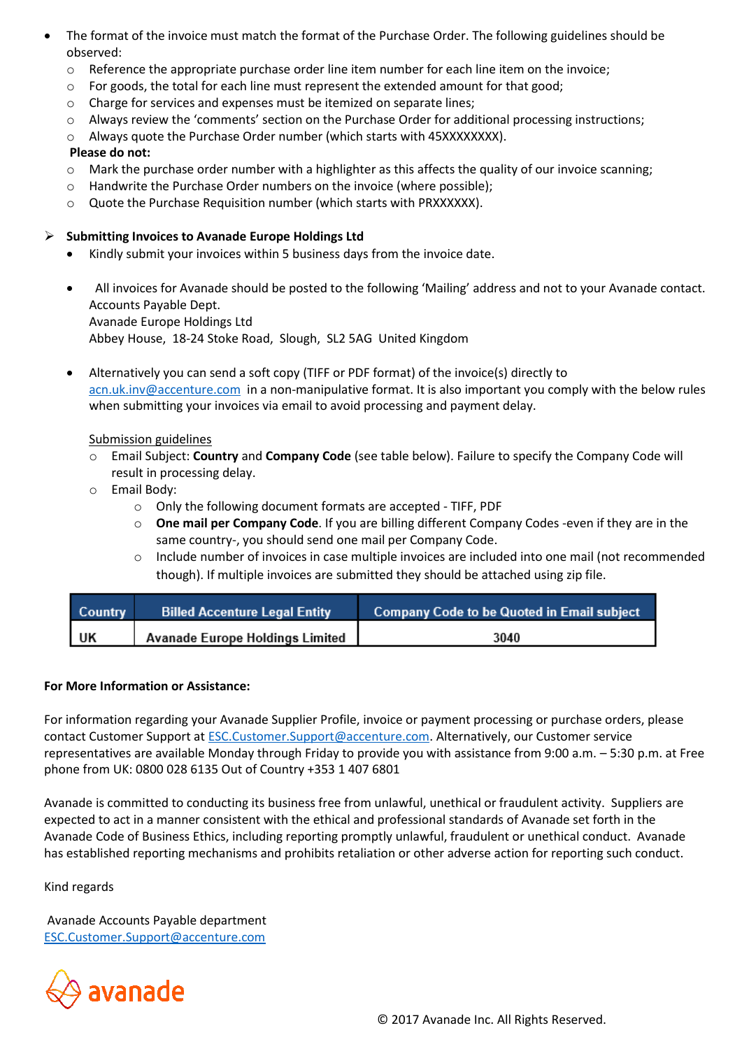- The format of the invoice must match the format of the Purchase Order. The following guidelines should be observed:
  - Reference the appropriate purchase order line item number for each line item on the invoice;
  - For goods, the total for each line must represent the extended amount for that good;
  - Charge for services and expenses must be itemized on separate lines;
  - Always review the 'comments' section on the Purchase Order for additional processing instructions;
  - Always quote the Purchase Order number (which starts with 45XXXXXXXX).

  **Please do not:**
  - Mark the purchase order number with a highlighter as this affects the quality of our invoice scanning;
  - Handwrite the Purchase Order numbers on the invoice (where possible);
  - Quote the Purchase Requisition number (which starts with PRXXXXXX).

➢ **Submitting Invoices to Avanade Europe Holdings Ltd**

- Kindly submit your invoices within 5 business days from the invoice date.

- All invoices for Avanade should be posted to the following 'Mailing' address and not to your Avanade contact.  
  Accounts Payable Dept.  
  Avanade Europe Holdings Ltd  
  Abbey House, 18-24 Stoke Road, Slough, SL2 5AG United Kingdom

- Alternatively you can send a soft copy (TIFF or PDF format) of the invoice(s) directly to acn.uk.inv@accenture.com in a non-manipulative format. It is also important you comply with the below rules when submitting your invoices via email to avoid processing and payment delay.

  Submission guidelines
  - Email Subject: **Country** and **Company Code** (see table below). Failure to specify the Company Code will result in processing delay.
  - Email Body:
    - Only the following document formats are accepted - TIFF, PDF
    - **One mail per Company Code**. If you are billing different Company Codes -even if they are in the same country-, you should send one mail per Company Code.
    - Include number of invoices in case multiple invoices are included into one mail (not recommended though). If multiple invoices are submitted they should be attached using zip file.

| Country | Billed Accenture Legal Entity | Company Code to be Quoted in Email subject |
|---|---|---|
| UK | Avanade Europe Holdings Limited | 3040 |

**For More Information or Assistance:**

For information regarding your Avanade Supplier Profile, invoice or payment processing or purchase orders, please contact Customer Support at ESC.Customer.Support@accenture.com. Alternatively, our Customer service representatives are available Monday through Friday to provide you with assistance from 9:00 a.m. – 5:30 p.m. at Free phone from UK: 0800 028 6135 Out of Country +353 1 407 6801

Avanade is committed to conducting its business free from unlawful, unethical or fraudulent activity. Suppliers are expected to act in a manner consistent with the ethical and professional standards of Avanade set forth in the Avanade Code of Business Ethics, including reporting promptly unlawful, fraudulent or unethical conduct. Avanade has established reporting mechanisms and prohibits retaliation or other adverse action for reporting such conduct.

Kind regards

Avanade Accounts Payable department  
ESC.Customer.Support@accenture.com

avanade

© 2017 Avanade Inc. All Rights Reserved.